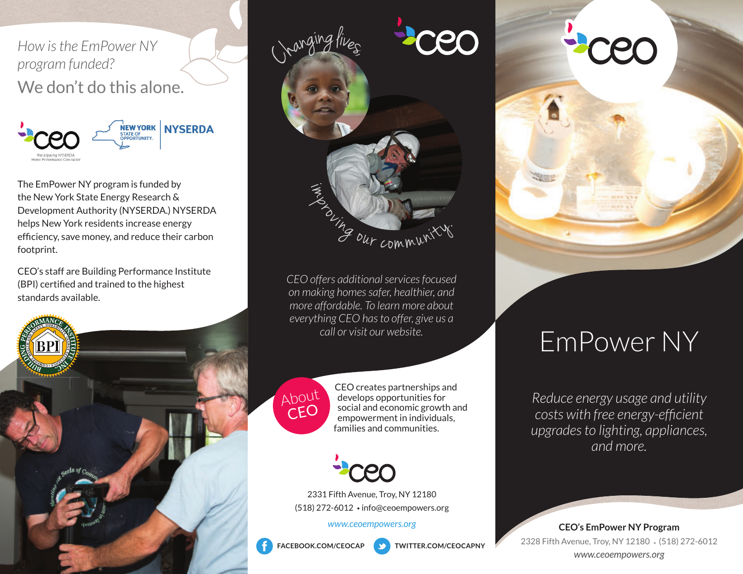*How is the EmPower NY program funded?*

## We don't do this alone.

Participating NYSERDA Home Performance Contractor

NEW YORK STATE OF OPPORTUNITY. | NYSERDA

The EmPower NY program is funded by the New York State Energy Research & Development Authority (NYSERDA.) NYSERDA helps New York residents increase energy efficiency, save money, and reduce their carbon footprint.

CEO's staff are Building Performance Institute (BPI) certified and trained to the highest standards available.

*Changing lives,*

*improving our community.*

*CEO offers additional services focused on making homes safer, healthier, and more affordable. To learn more about everything CEO has to offer, give us a call or visit our website.*

## About CEO

CEO creates partnerships and develops opportunities for social and economic growth and empowerment in individuals, families and communities.

2331 Fifth Avenue, Troy, NY 12180
(518) 272-6012 • info@ceoempowers.org

*www.ceoempowers.org*

FACEBOOK.COM/CEOCAP

TWITTER.COM/CEOCAPNY

# EmPower NY

*Reduce energy usage and utility costs with free energy-efficient upgrades to lighting, appliances, and more.*

**CEO's EmPower NY Program**

2328 Fifth Avenue, Troy, NY 12180 • (518) 272-6012

*www.ceoempowers.org*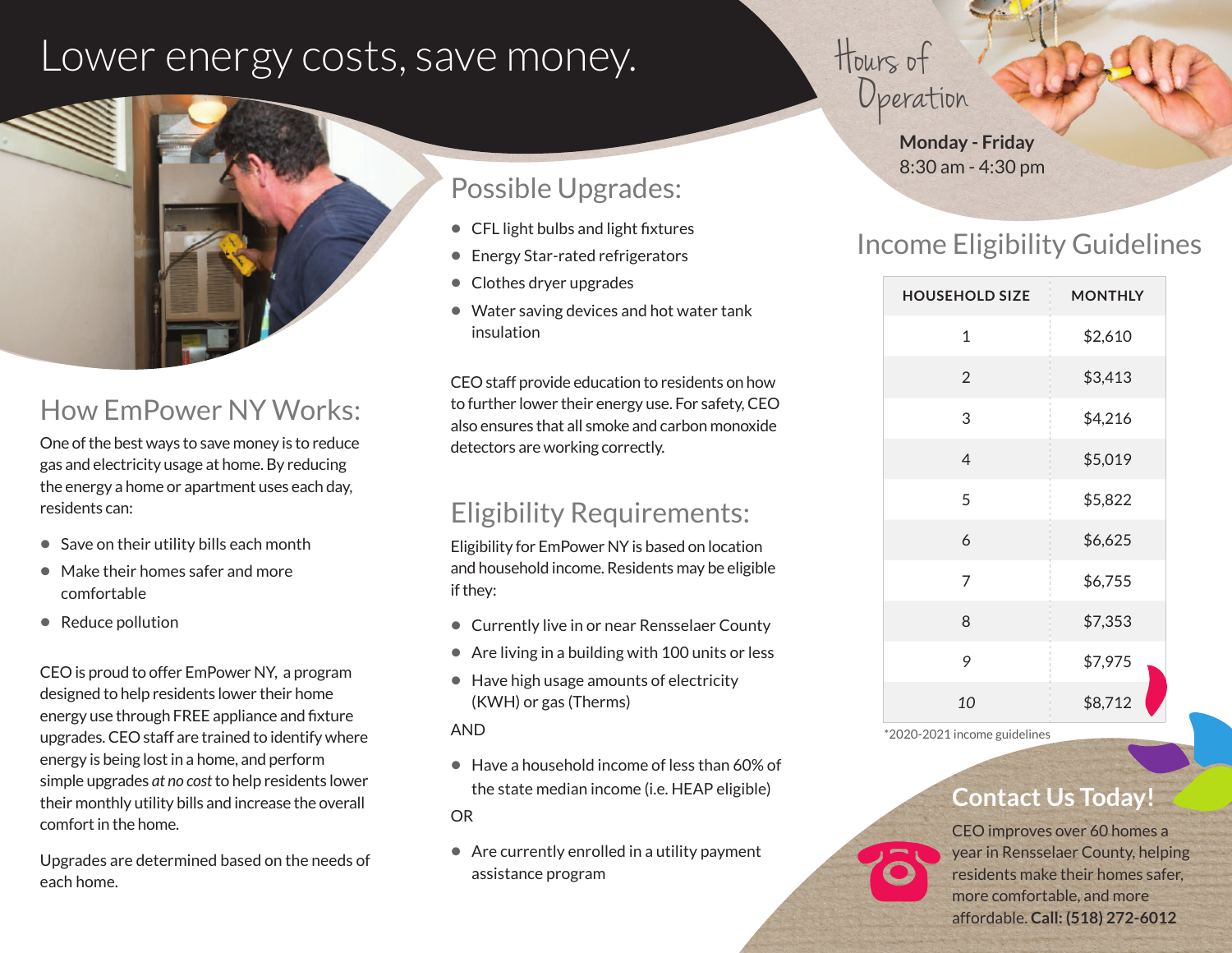# Lower energy costs, save money.

## How EmPower NY Works:

One of the best ways to save money is to reduce gas and electricity usage at home. By reducing the energy a home or apartment uses each day, residents can:

- Save on their utility bills each month
- Make their homes safer and more comfortable
- Reduce pollution

CEO is proud to offer EmPower NY, a program designed to help residents lower their home energy use through FREE appliance and fixture upgrades. CEO staff are trained to identify where energy is being lost in a home, and perform simple upgrades *at no cost* to help residents lower their monthly utility bills and increase the overall comfort in the home.

Upgrades are determined based on the needs of each home.

## Possible Upgrades:

- CFL light bulbs and light fixtures
- Energy Star-rated refrigerators
- Clothes dryer upgrades
- Water saving devices and hot water tank insulation

CEO staff provide education to residents on how to further lower their energy use. For safety, CEO also ensures that all smoke and carbon monoxide detectors are working correctly.

## Eligibility Requirements:

Eligibility for EmPower NY is based on location and household income. Residents may be eligible if they:

- Currently live in or near Rensselaer County
- Are living in a building with 100 units or less
- Have high usage amounts of electricity (KWH) or gas (Therms)

AND

- Have a household income of less than 60% of the state median income (i.e. HEAP eligible)

OR

- Are currently enrolled in a utility payment assistance program

## Hours of Operation

**Monday - Friday**
8:30 am - 4:30 pm

## Income Eligibility Guidelines

| HOUSEHOLD SIZE | MONTHLY |
|---|---|
| 1 | $2,610 |
| 2 | $3,413 |
| 3 | $4,216 |
| 4 | $5,019 |
| 5 | $5,822 |
| 6 | $6,625 |
| 7 | $6,755 |
| 8 | $7,353 |
| 9 | $7,975 |
| 10 | $8,712 |

*2020-2021 income guidelines

## Contact Us Today!

CEO improves over 60 homes a year in Rensselaer County, helping residents make their homes safer, more comfortable, and more affordable. **Call: (518) 272-6012**